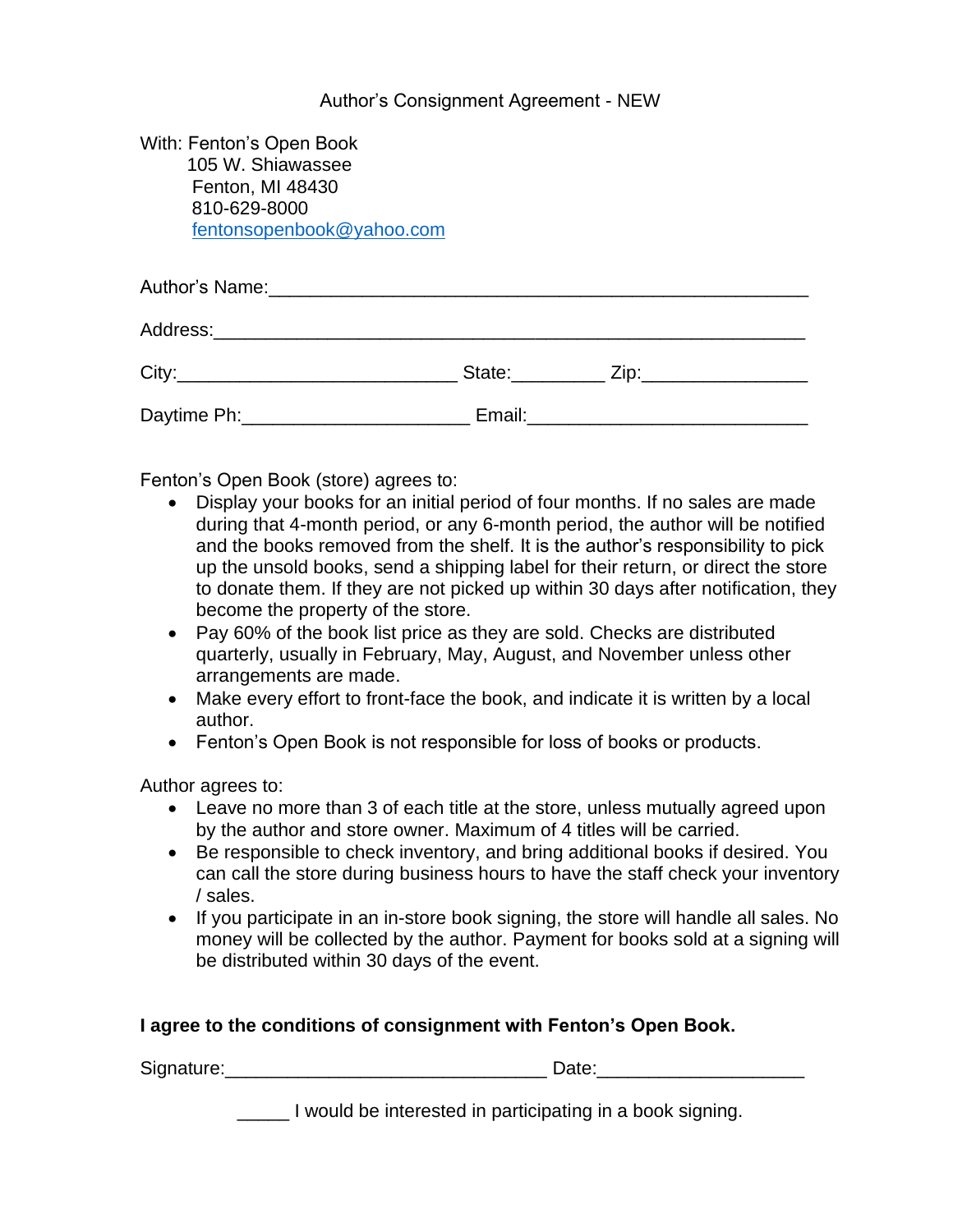# Author's Consignment Agreement - NEW

With: Fenton's Open Book
105 W. Shiawassee
Fenton, MI 48430
810-629-8000
fentonsopenbook@yahoo.com

Author's Name:_____________________________________________________

Address:__________________________________________________________

City:___________________________ State:_________ Zip:________________

Daytime Ph:______________________ Email:___________________________

Fenton's Open Book (store) agrees to:

- Display your books for an initial period of four months. If no sales are made during that 4-month period, or any 6-month period, the author will be notified and the books removed from the shelf. It is the author's responsibility to pick up the unsold books, send a shipping label for their return, or direct the store to donate them. If they are not picked up within 30 days after notification, they become the property of the store.
- Pay 60% of the book list price as they are sold. Checks are distributed quarterly, usually in February, May, August, and November unless other arrangements are made.
- Make every effort to front-face the book, and indicate it is written by a local author.
- Fenton's Open Book is not responsible for loss of books or products.

Author agrees to:

- Leave no more than 3 of each title at the store, unless mutually agreed upon by the author and store owner. Maximum of 4 titles will be carried.
- Be responsible to check inventory, and bring additional books if desired. You can call the store during business hours to have the staff check your inventory / sales.
- If you participate in an in-store book signing, the store will handle all sales. No money will be collected by the author. Payment for books sold at a signing will be distributed within 30 days of the event.

**I agree to the conditions of consignment with Fenton's Open Book.**

Signature:_______________________________ Date:____________________

_____ I would be interested in participating in a book signing.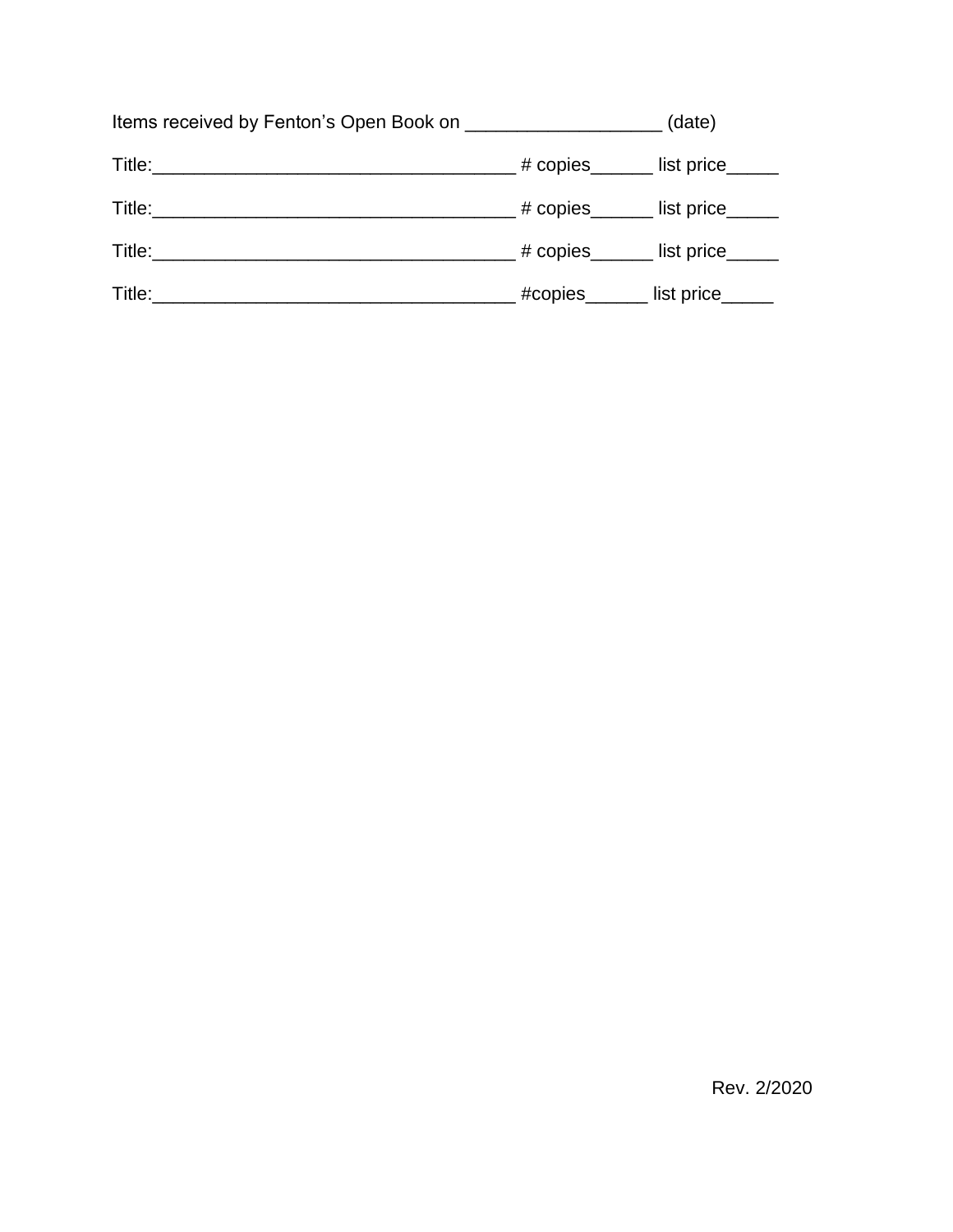Items received by Fenton’s Open Book on ___________________ (date)

Title:___________________________________ # copies______ list price_____

Title:___________________________________ # copies______ list price_____

Title:___________________________________ # copies______ list price_____

Title:___________________________________ #copies______ list price_____

Rev. 2/2020